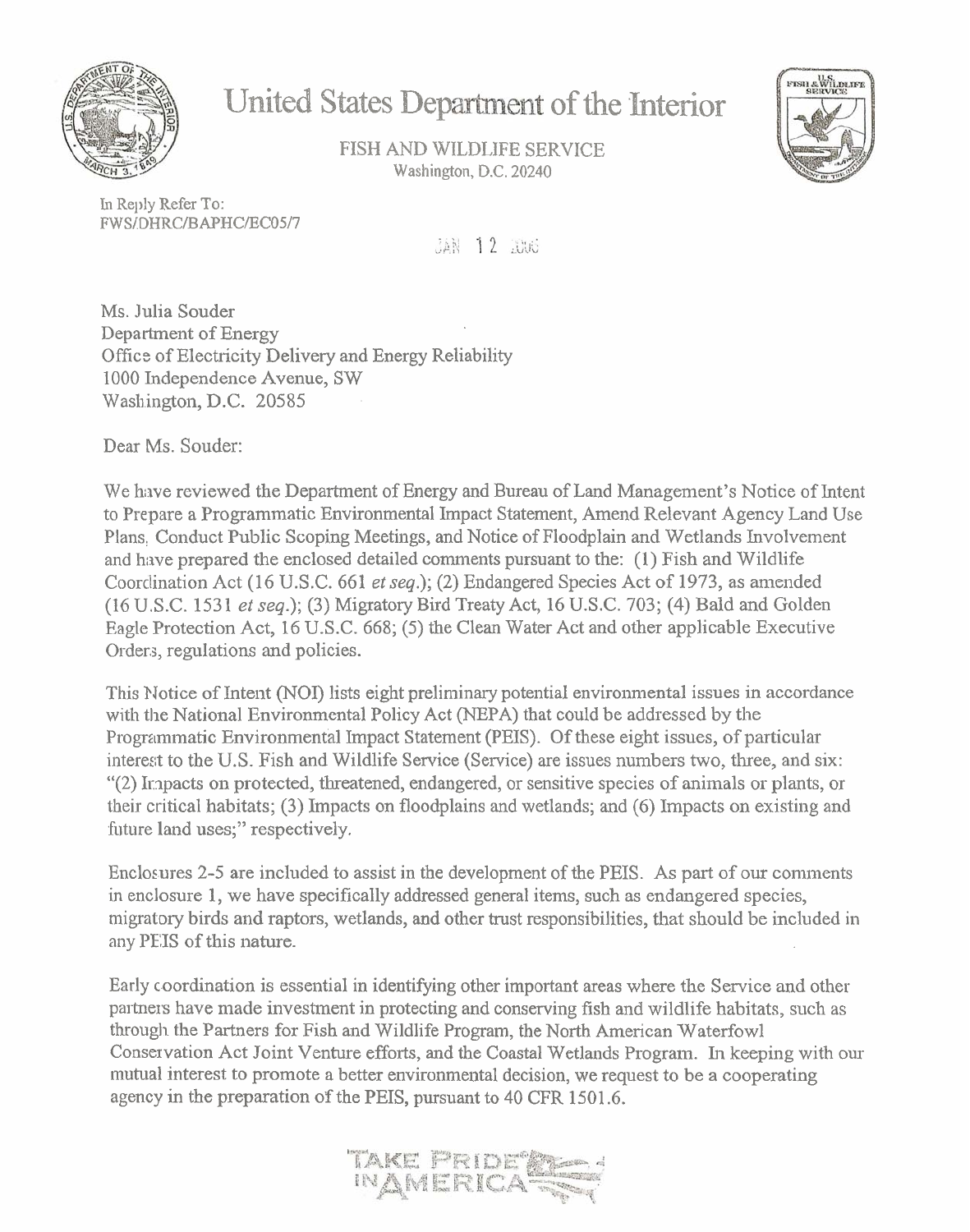# United States Department of the Interior

FISH AND WILDLIFE SERVICE
Washington, D.C. 20240

In Reply Refer To:
FWS/DHRC/BAPHC/EC05/7

JAN 12 2006

Ms. Julia Souder
Department of Energy
Office of Electricity Delivery and Energy Reliability
1000 Independence Avenue, SW
Washington, D.C. 20585

Dear Ms. Souder:

We have reviewed the Department of Energy and Bureau of Land Management's Notice of Intent to Prepare a Programmatic Environmental Impact Statement, Amend Relevant Agency Land Use Plans, Conduct Public Scoping Meetings, and Notice of Floodplain and Wetlands Involvement and have prepared the enclosed detailed comments pursuant to the: (1) Fish and Wildlife Coordination Act (16 U.S.C. 661 *et seq.*); (2) Endangered Species Act of 1973, as amended (16 U.S.C. 1531 *et seq.*); (3) Migratory Bird Treaty Act, 16 U.S.C. 703; (4) Bald and Golden Eagle Protection Act, 16 U.S.C. 668; (5) the Clean Water Act and other applicable Executive Orders, regulations and policies.

This Notice of Intent (NOI) lists eight preliminary potential environmental issues in accordance with the National Environmental Policy Act (NEPA) that could be addressed by the Programmatic Environmental Impact Statement (PEIS). Of these eight issues, of particular interest to the U.S. Fish and Wildlife Service (Service) are issues numbers two, three, and six: "(2) Impacts on protected, threatened, endangered, or sensitive species of animals or plants, or their critical habitats; (3) Impacts on floodplains and wetlands; and (6) Impacts on existing and future land uses;" respectively.

Enclosures 2-5 are included to assist in the development of the PEIS. As part of our comments in enclosure 1, we have specifically addressed general items, such as endangered species, migratory birds and raptors, wetlands, and other trust responsibilities, that should be included in any PEIS of this nature.

Early coordination is essential in identifying other important areas where the Service and other partners have made investment in protecting and conserving fish and wildlife habitats, such as through the Partners for Fish and Wildlife Program, the North American Waterfowl Conservation Act Joint Venture efforts, and the Coastal Wetlands Program. In keeping with our mutual interest to promote a better environmental decision, we request to be a cooperating agency in the preparation of the PEIS, pursuant to 40 CFR 1501.6.

TAKE PRIDE IN AMERICA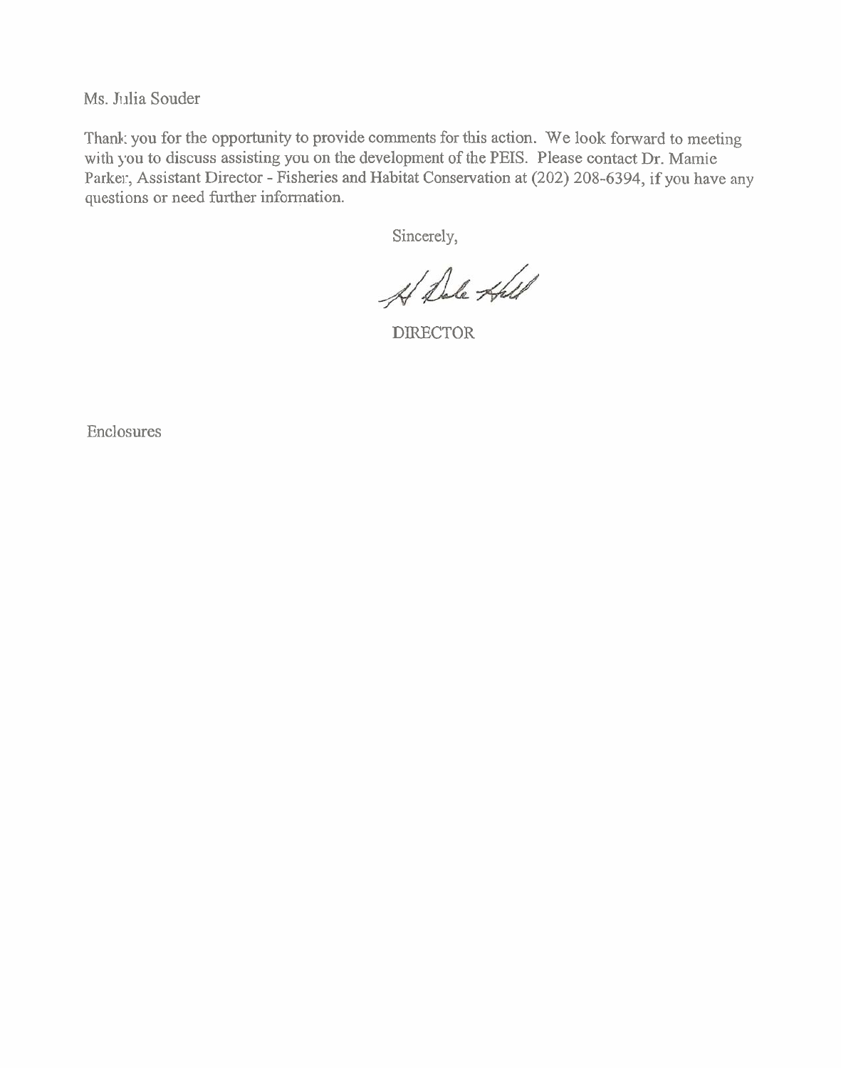Ms. Julia Souder

Thank you for the opportunity to provide comments for this action. We look forward to meeting with you to discuss assisting you on the development of the PEIS. Please contact Dr. Mamie Parker, Assistant Director - Fisheries and Habitat Conservation at (202) 208-6394, if you have any questions or need further information.

Sincerely,

H Dale Hall

DIRECTOR

Enclosures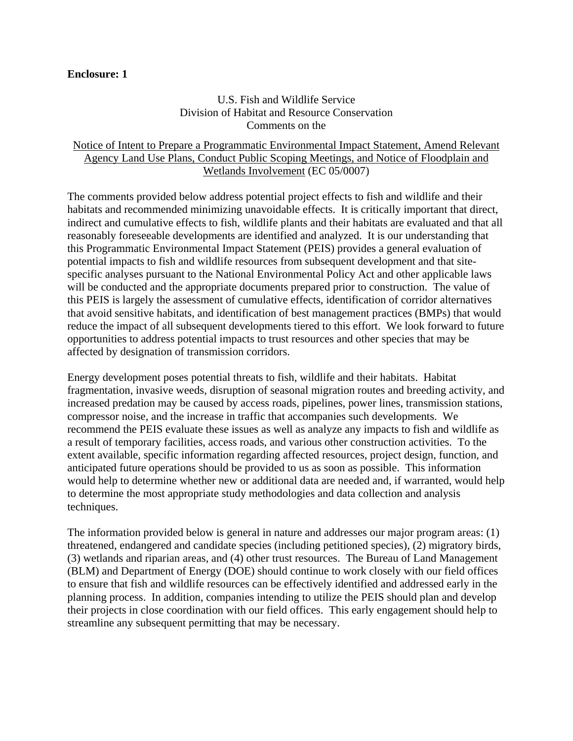**Enclosure: 1**

U.S. Fish and Wildlife Service
Division of Habitat and Resource Conservation
Comments on the

Notice of Intent to Prepare a Programmatic Environmental Impact Statement, Amend Relevant Agency Land Use Plans, Conduct Public Scoping Meetings, and Notice of Floodplain and Wetlands Involvement (EC 05/0007)

The comments provided below address potential project effects to fish and wildlife and their habitats and recommended minimizing unavoidable effects. It is critically important that direct, indirect and cumulative effects to fish, wildlife plants and their habitats are evaluated and that all reasonably foreseeable developments are identified and analyzed. It is our understanding that this Programmatic Environmental Impact Statement (PEIS) provides a general evaluation of potential impacts to fish and wildlife resources from subsequent development and that site-specific analyses pursuant to the National Environmental Policy Act and other applicable laws will be conducted and the appropriate documents prepared prior to construction. The value of this PEIS is largely the assessment of cumulative effects, identification of corridor alternatives that avoid sensitive habitats, and identification of best management practices (BMPs) that would reduce the impact of all subsequent developments tiered to this effort. We look forward to future opportunities to address potential impacts to trust resources and other species that may be affected by designation of transmission corridors.

Energy development poses potential threats to fish, wildlife and their habitats. Habitat fragmentation, invasive weeds, disruption of seasonal migration routes and breeding activity, and increased predation may be caused by access roads, pipelines, power lines, transmission stations, compressor noise, and the increase in traffic that accompanies such developments. We recommend the PEIS evaluate these issues as well as analyze any impacts to fish and wildlife as a result of temporary facilities, access roads, and various other construction activities. To the extent available, specific information regarding affected resources, project design, function, and anticipated future operations should be provided to us as soon as possible. This information would help to determine whether new or additional data are needed and, if warranted, would help to determine the most appropriate study methodologies and data collection and analysis techniques.

The information provided below is general in nature and addresses our major program areas: (1) threatened, endangered and candidate species (including petitioned species), (2) migratory birds, (3) wetlands and riparian areas, and (4) other trust resources. The Bureau of Land Management (BLM) and Department of Energy (DOE) should continue to work closely with our field offices to ensure that fish and wildlife resources can be effectively identified and addressed early in the planning process. In addition, companies intending to utilize the PEIS should plan and develop their projects in close coordination with our field offices. This early engagement should help to streamline any subsequent permitting that may be necessary.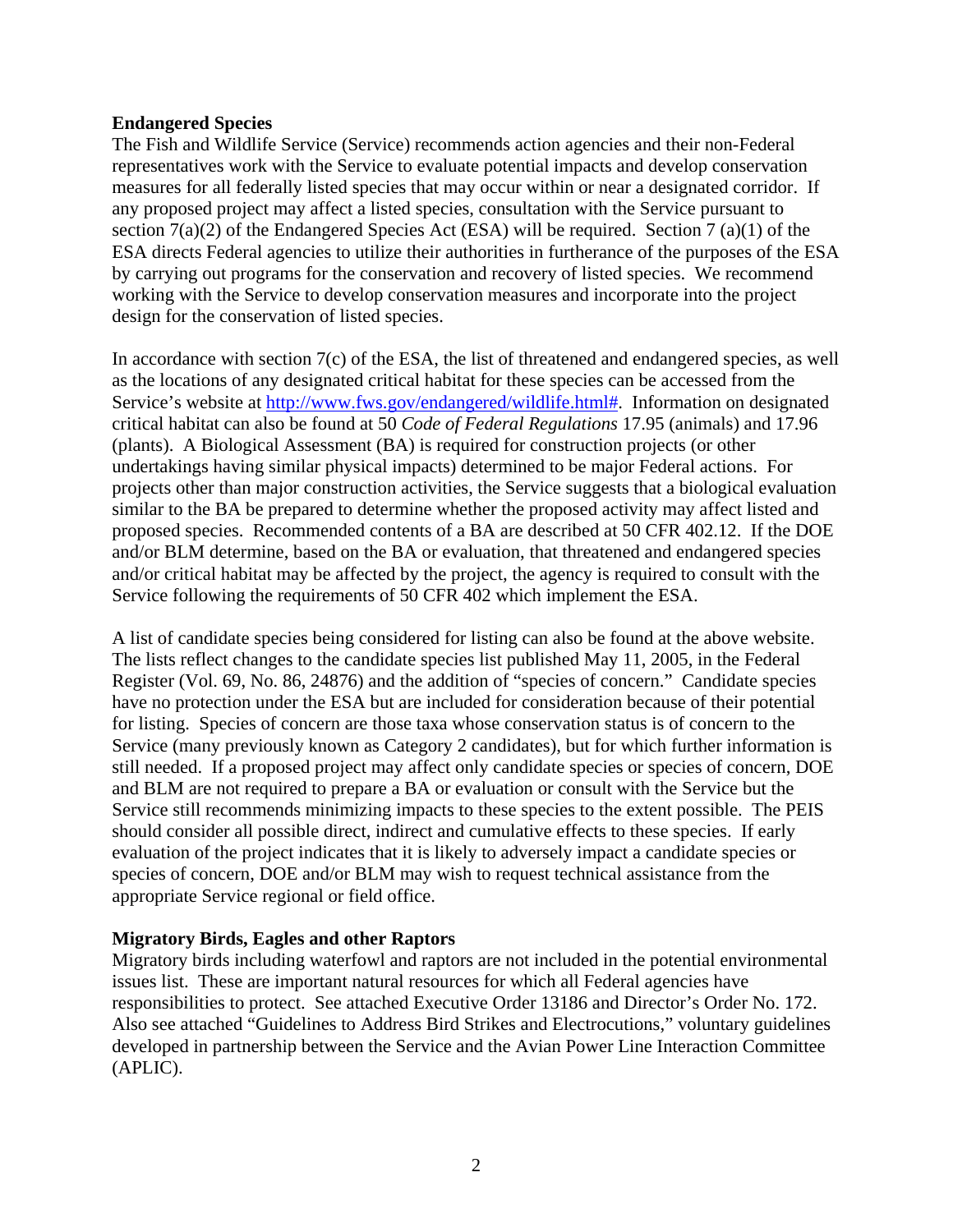**Endangered Species**

The Fish and Wildlife Service (Service) recommends action agencies and their non-Federal representatives work with the Service to evaluate potential impacts and develop conservation measures for all federally listed species that may occur within or near a designated corridor. If any proposed project may affect a listed species, consultation with the Service pursuant to section 7(a)(2) of the Endangered Species Act (ESA) will be required. Section 7 (a)(1) of the ESA directs Federal agencies to utilize their authorities in furtherance of the purposes of the ESA by carrying out programs for the conservation and recovery of listed species. We recommend working with the Service to develop conservation measures and incorporate into the project design for the conservation of listed species.

In accordance with section 7(c) of the ESA, the list of threatened and endangered species, as well as the locations of any designated critical habitat for these species can be accessed from the Service's website at http://www.fws.gov/endangered/wildlife.html#. Information on designated critical habitat can also be found at 50 *Code of Federal Regulations* 17.95 (animals) and 17.96 (plants). A Biological Assessment (BA) is required for construction projects (or other undertakings having similar physical impacts) determined to be major Federal actions. For projects other than major construction activities, the Service suggests that a biological evaluation similar to the BA be prepared to determine whether the proposed activity may affect listed and proposed species. Recommended contents of a BA are described at 50 CFR 402.12. If the DOE and/or BLM determine, based on the BA or evaluation, that threatened and endangered species and/or critical habitat may be affected by the project, the agency is required to consult with the Service following the requirements of 50 CFR 402 which implement the ESA.

A list of candidate species being considered for listing can also be found at the above website. The lists reflect changes to the candidate species list published May 11, 2005, in the Federal Register (Vol. 69, No. 86, 24876) and the addition of "species of concern." Candidate species have no protection under the ESA but are included for consideration because of their potential for listing. Species of concern are those taxa whose conservation status is of concern to the Service (many previously known as Category 2 candidates), but for which further information is still needed. If a proposed project may affect only candidate species or species of concern, DOE and BLM are not required to prepare a BA or evaluation or consult with the Service but the Service still recommends minimizing impacts to these species to the extent possible. The PEIS should consider all possible direct, indirect and cumulative effects to these species. If early evaluation of the project indicates that it is likely to adversely impact a candidate species or species of concern, DOE and/or BLM may wish to request technical assistance from the appropriate Service regional or field office.

**Migratory Birds, Eagles and other Raptors**

Migratory birds including waterfowl and raptors are not included in the potential environmental issues list. These are important natural resources for which all Federal agencies have responsibilities to protect. See attached Executive Order 13186 and Director's Order No. 172. Also see attached "Guidelines to Address Bird Strikes and Electrocutions," voluntary guidelines developed in partnership between the Service and the Avian Power Line Interaction Committee (APLIC).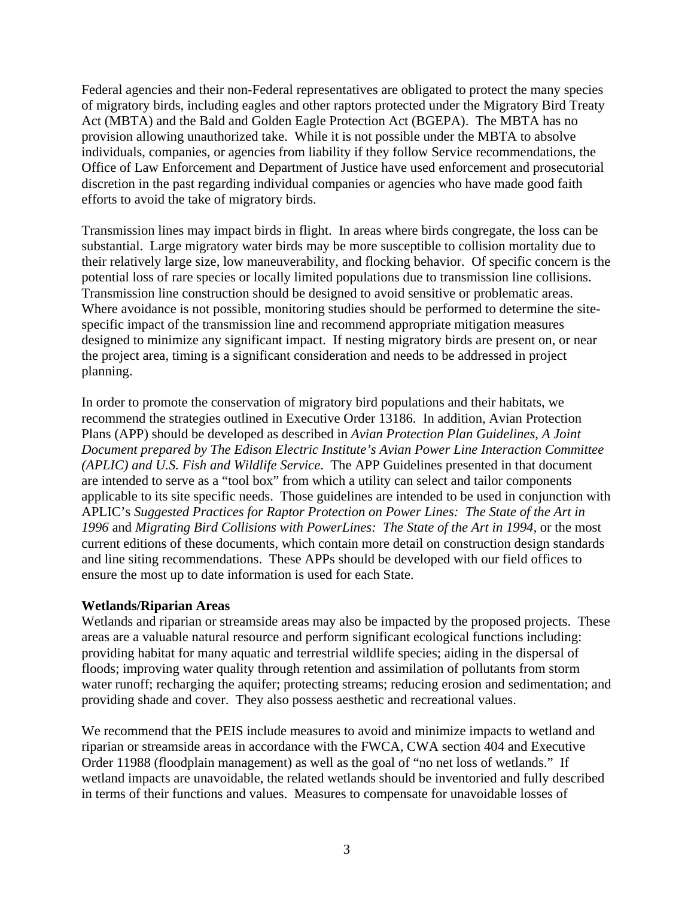Federal agencies and their non-Federal representatives are obligated to protect the many species of migratory birds, including eagles and other raptors protected under the Migratory Bird Treaty Act (MBTA) and the Bald and Golden Eagle Protection Act (BGEPA). The MBTA has no provision allowing unauthorized take. While it is not possible under the MBTA to absolve individuals, companies, or agencies from liability if they follow Service recommendations, the Office of Law Enforcement and Department of Justice have used enforcement and prosecutorial discretion in the past regarding individual companies or agencies who have made good faith efforts to avoid the take of migratory birds.

Transmission lines may impact birds in flight. In areas where birds congregate, the loss can be substantial. Large migratory water birds may be more susceptible to collision mortality due to their relatively large size, low maneuverability, and flocking behavior. Of specific concern is the potential loss of rare species or locally limited populations due to transmission line collisions. Transmission line construction should be designed to avoid sensitive or problematic areas. Where avoidance is not possible, monitoring studies should be performed to determine the site-specific impact of the transmission line and recommend appropriate mitigation measures designed to minimize any significant impact. If nesting migratory birds are present on, or near the project area, timing is a significant consideration and needs to be addressed in project planning.

In order to promote the conservation of migratory bird populations and their habitats, we recommend the strategies outlined in Executive Order 13186. In addition, Avian Protection Plans (APP) should be developed as described in *Avian Protection Plan Guidelines, A Joint Document prepared by The Edison Electric Institute's Avian Power Line Interaction Committee (APLIC) and U.S. Fish and Wildlife Service*. The APP Guidelines presented in that document are intended to serve as a "tool box" from which a utility can select and tailor components applicable to its site specific needs. Those guidelines are intended to be used in conjunction with APLIC's *Suggested Practices for Raptor Protection on Power Lines: The State of the Art in 1996* and *Migrating Bird Collisions with PowerLines: The State of the Art in 1994*, or the most current editions of these documents, which contain more detail on construction design standards and line siting recommendations. These APPs should be developed with our field offices to ensure the most up to date information is used for each State.

**Wetlands/Riparian Areas**

Wetlands and riparian or streamside areas may also be impacted by the proposed projects. These areas are a valuable natural resource and perform significant ecological functions including: providing habitat for many aquatic and terrestrial wildlife species; aiding in the dispersal of floods; improving water quality through retention and assimilation of pollutants from storm water runoff; recharging the aquifer; protecting streams; reducing erosion and sedimentation; and providing shade and cover. They also possess aesthetic and recreational values.

We recommend that the PEIS include measures to avoid and minimize impacts to wetland and riparian or streamside areas in accordance with the FWCA, CWA section 404 and Executive Order 11988 (floodplain management) as well as the goal of "no net loss of wetlands." If wetland impacts are unavoidable, the related wetlands should be inventoried and fully described in terms of their functions and values. Measures to compensate for unavoidable losses of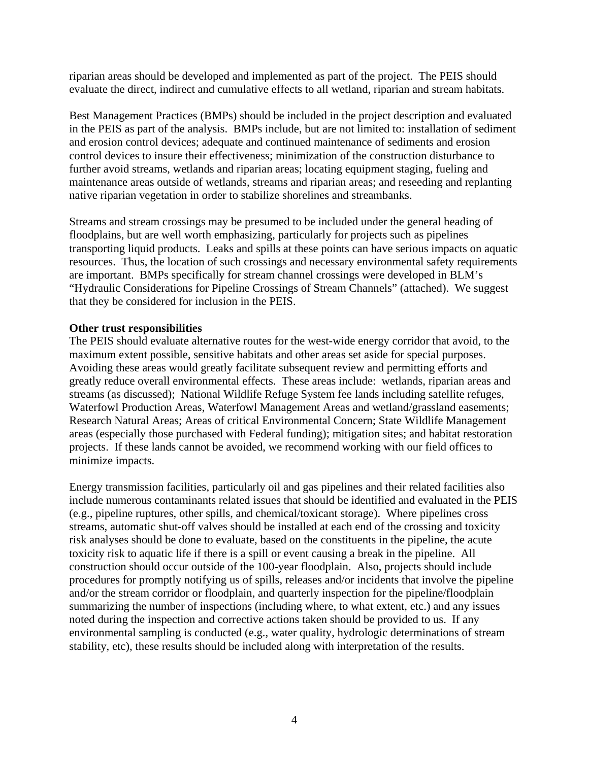riparian areas should be developed and implemented as part of the project. The PEIS should evaluate the direct, indirect and cumulative effects to all wetland, riparian and stream habitats.

Best Management Practices (BMPs) should be included in the project description and evaluated in the PEIS as part of the analysis. BMPs include, but are not limited to: installation of sediment and erosion control devices; adequate and continued maintenance of sediments and erosion control devices to insure their effectiveness; minimization of the construction disturbance to further avoid streams, wetlands and riparian areas; locating equipment staging, fueling and maintenance areas outside of wetlands, streams and riparian areas; and reseeding and replanting native riparian vegetation in order to stabilize shorelines and streambanks.

Streams and stream crossings may be presumed to be included under the general heading of floodplains, but are well worth emphasizing, particularly for projects such as pipelines transporting liquid products. Leaks and spills at these points can have serious impacts on aquatic resources. Thus, the location of such crossings and necessary environmental safety requirements are important. BMPs specifically for stream channel crossings were developed in BLM's "Hydraulic Considerations for Pipeline Crossings of Stream Channels" (attached). We suggest that they be considered for inclusion in the PEIS.

**Other trust responsibilities**

The PEIS should evaluate alternative routes for the west-wide energy corridor that avoid, to the maximum extent possible, sensitive habitats and other areas set aside for special purposes. Avoiding these areas would greatly facilitate subsequent review and permitting efforts and greatly reduce overall environmental effects. These areas include: wetlands, riparian areas and streams (as discussed); National Wildlife Refuge System fee lands including satellite refuges, Waterfowl Production Areas, Waterfowl Management Areas and wetland/grassland easements; Research Natural Areas; Areas of critical Environmental Concern; State Wildlife Management areas (especially those purchased with Federal funding); mitigation sites; and habitat restoration projects. If these lands cannot be avoided, we recommend working with our field offices to minimize impacts.

Energy transmission facilities, particularly oil and gas pipelines and their related facilities also include numerous contaminants related issues that should be identified and evaluated in the PEIS (e.g., pipeline ruptures, other spills, and chemical/toxicant storage). Where pipelines cross streams, automatic shut-off valves should be installed at each end of the crossing and toxicity risk analyses should be done to evaluate, based on the constituents in the pipeline, the acute toxicity risk to aquatic life if there is a spill or event causing a break in the pipeline. All construction should occur outside of the 100-year floodplain. Also, projects should include procedures for promptly notifying us of spills, releases and/or incidents that involve the pipeline and/or the stream corridor or floodplain, and quarterly inspection for the pipeline/floodplain summarizing the number of inspections (including where, to what extent, etc.) and any issues noted during the inspection and corrective actions taken should be provided to us. If any environmental sampling is conducted (e.g., water quality, hydrologic determinations of stream stability, etc), these results should be included along with interpretation of the results.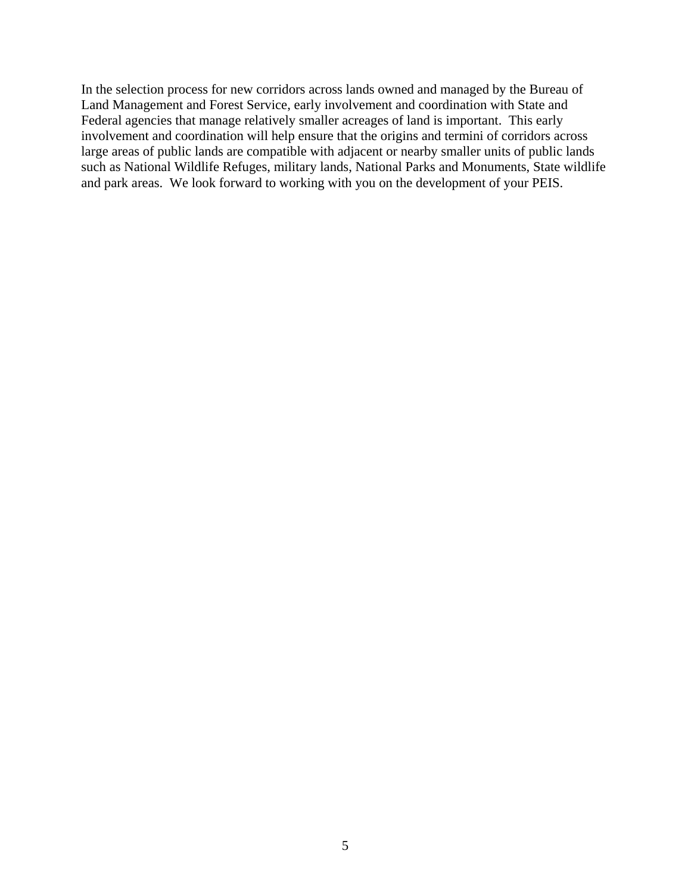In the selection process for new corridors across lands owned and managed by the Bureau of Land Management and Forest Service, early involvement and coordination with State and Federal agencies that manage relatively smaller acreages of land is important. This early involvement and coordination will help ensure that the origins and termini of corridors across large areas of public lands are compatible with adjacent or nearby smaller units of public lands such as National Wildlife Refuges, military lands, National Parks and Monuments, State wildlife and park areas. We look forward to working with you on the development of your PEIS.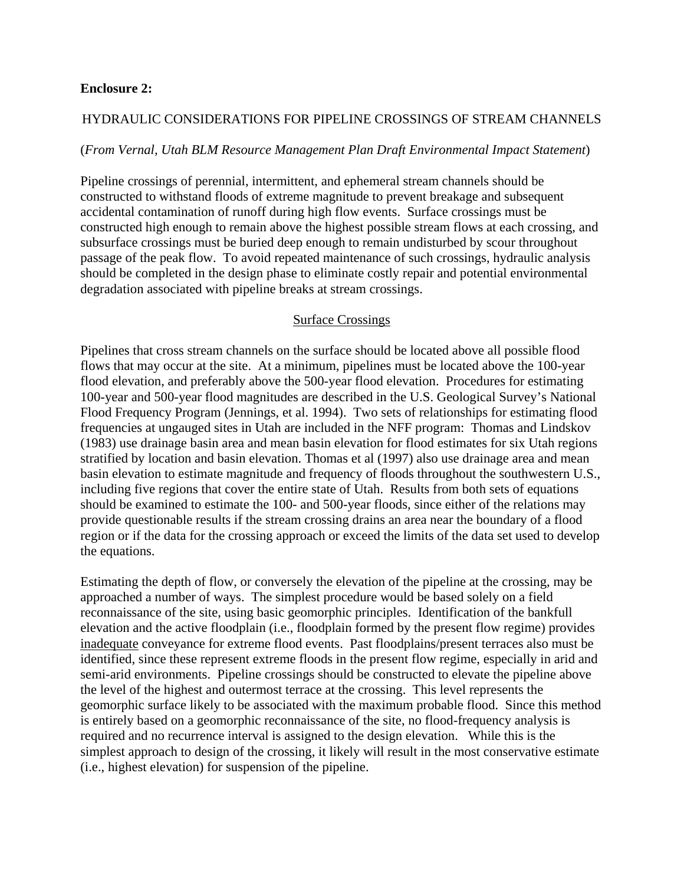**Enclosure 2:**

HYDRAULIC CONSIDERATIONS FOR PIPELINE CROSSINGS OF STREAM CHANNELS

(*From Vernal, Utah BLM Resource Management Plan Draft Environmental Impact Statement*)

Pipeline crossings of perennial, intermittent, and ephemeral stream channels should be constructed to withstand floods of extreme magnitude to prevent breakage and subsequent accidental contamination of runoff during high flow events. Surface crossings must be constructed high enough to remain above the highest possible stream flows at each crossing, and subsurface crossings must be buried deep enough to remain undisturbed by scour throughout passage of the peak flow. To avoid repeated maintenance of such crossings, hydraulic analysis should be completed in the design phase to eliminate costly repair and potential environmental degradation associated with pipeline breaks at stream crossings.

<u>Surface Crossings</u>

Pipelines that cross stream channels on the surface should be located above all possible flood flows that may occur at the site. At a minimum, pipelines must be located above the 100-year flood elevation, and preferably above the 500-year flood elevation. Procedures for estimating 100-year and 500-year flood magnitudes are described in the U.S. Geological Survey's National Flood Frequency Program (Jennings, et al. 1994). Two sets of relationships for estimating flood frequencies at ungauged sites in Utah are included in the NFF program: Thomas and Lindskov (1983) use drainage basin area and mean basin elevation for flood estimates for six Utah regions stratified by location and basin elevation. Thomas et al (1997) also use drainage area and mean basin elevation to estimate magnitude and frequency of floods throughout the southwestern U.S., including five regions that cover the entire state of Utah. Results from both sets of equations should be examined to estimate the 100- and 500-year floods, since either of the relations may provide questionable results if the stream crossing drains an area near the boundary of a flood region or if the data for the crossing approach or exceed the limits of the data set used to develop the equations.

Estimating the depth of flow, or conversely the elevation of the pipeline at the crossing, may be approached a number of ways. The simplest procedure would be based solely on a field reconnaissance of the site, using basic geomorphic principles. Identification of the bankfull elevation and the active floodplain (i.e., floodplain formed by the present flow regime) provides <u>inadequate</u> conveyance for extreme flood events. Past floodplains/present terraces also must be identified, since these represent extreme floods in the present flow regime, especially in arid and semi-arid environments. Pipeline crossings should be constructed to elevate the pipeline above the level of the highest and outermost terrace at the crossing. This level represents the geomorphic surface likely to be associated with the maximum probable flood. Since this method is entirely based on a geomorphic reconnaissance of the site, no flood-frequency analysis is required and no recurrence interval is assigned to the design elevation. While this is the simplest approach to design of the crossing, it likely will result in the most conservative estimate (i.e., highest elevation) for suspension of the pipeline.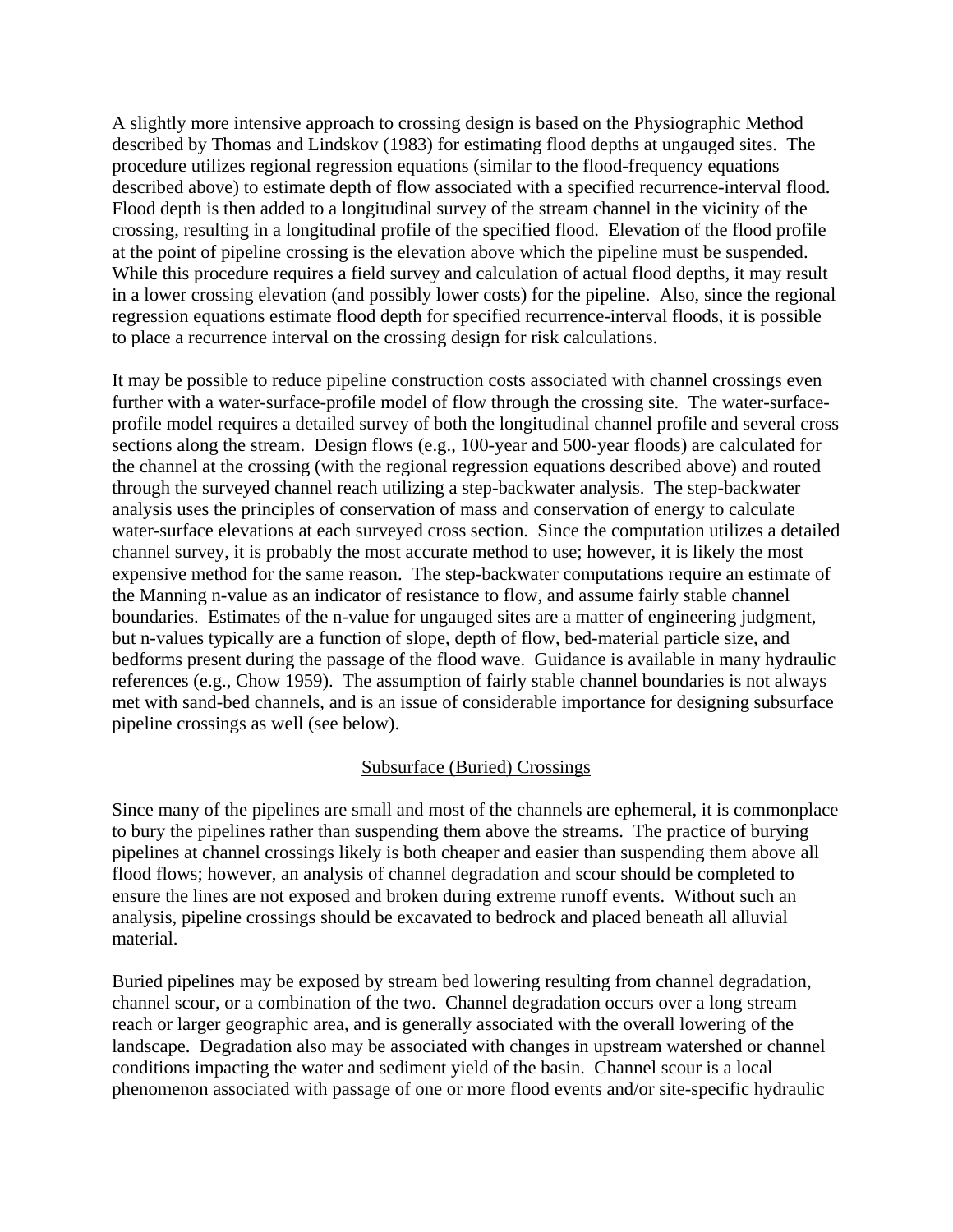A slightly more intensive approach to crossing design is based on the Physiographic Method described by Thomas and Lindskov (1983) for estimating flood depths at ungauged sites. The procedure utilizes regional regression equations (similar to the flood-frequency equations described above) to estimate depth of flow associated with a specified recurrence-interval flood. Flood depth is then added to a longitudinal survey of the stream channel in the vicinity of the crossing, resulting in a longitudinal profile of the specified flood. Elevation of the flood profile at the point of pipeline crossing is the elevation above which the pipeline must be suspended. While this procedure requires a field survey and calculation of actual flood depths, it may result in a lower crossing elevation (and possibly lower costs) for the pipeline. Also, since the regional regression equations estimate flood depth for specified recurrence-interval floods, it is possible to place a recurrence interval on the crossing design for risk calculations.

It may be possible to reduce pipeline construction costs associated with channel crossings even further with a water-surface-profile model of flow through the crossing site. The water-surface-profile model requires a detailed survey of both the longitudinal channel profile and several cross sections along the stream. Design flows (e.g., 100-year and 500-year floods) are calculated for the channel at the crossing (with the regional regression equations described above) and routed through the surveyed channel reach utilizing a step-backwater analysis. The step-backwater analysis uses the principles of conservation of mass and conservation of energy to calculate water-surface elevations at each surveyed cross section. Since the computation utilizes a detailed channel survey, it is probably the most accurate method to use; however, it is likely the most expensive method for the same reason. The step-backwater computations require an estimate of the Manning n-value as an indicator of resistance to flow, and assume fairly stable channel boundaries. Estimates of the n-value for ungauged sites are a matter of engineering judgment, but n-values typically are a function of slope, depth of flow, bed-material particle size, and bedforms present during the passage of the flood wave. Guidance is available in many hydraulic references (e.g., Chow 1959). The assumption of fairly stable channel boundaries is not always met with sand-bed channels, and is an issue of considerable importance for designing subsurface pipeline crossings as well (see below).

## Subsurface (Buried) Crossings

Since many of the pipelines are small and most of the channels are ephemeral, it is commonplace to bury the pipelines rather than suspending them above the streams. The practice of burying pipelines at channel crossings likely is both cheaper and easier than suspending them above all flood flows; however, an analysis of channel degradation and scour should be completed to ensure the lines are not exposed and broken during extreme runoff events. Without such an analysis, pipeline crossings should be excavated to bedrock and placed beneath all alluvial material.

Buried pipelines may be exposed by stream bed lowering resulting from channel degradation, channel scour, or a combination of the two. Channel degradation occurs over a long stream reach or larger geographic area, and is generally associated with the overall lowering of the landscape. Degradation also may be associated with changes in upstream watershed or channel conditions impacting the water and sediment yield of the basin. Channel scour is a local phenomenon associated with passage of one or more flood events and/or site-specific hydraulic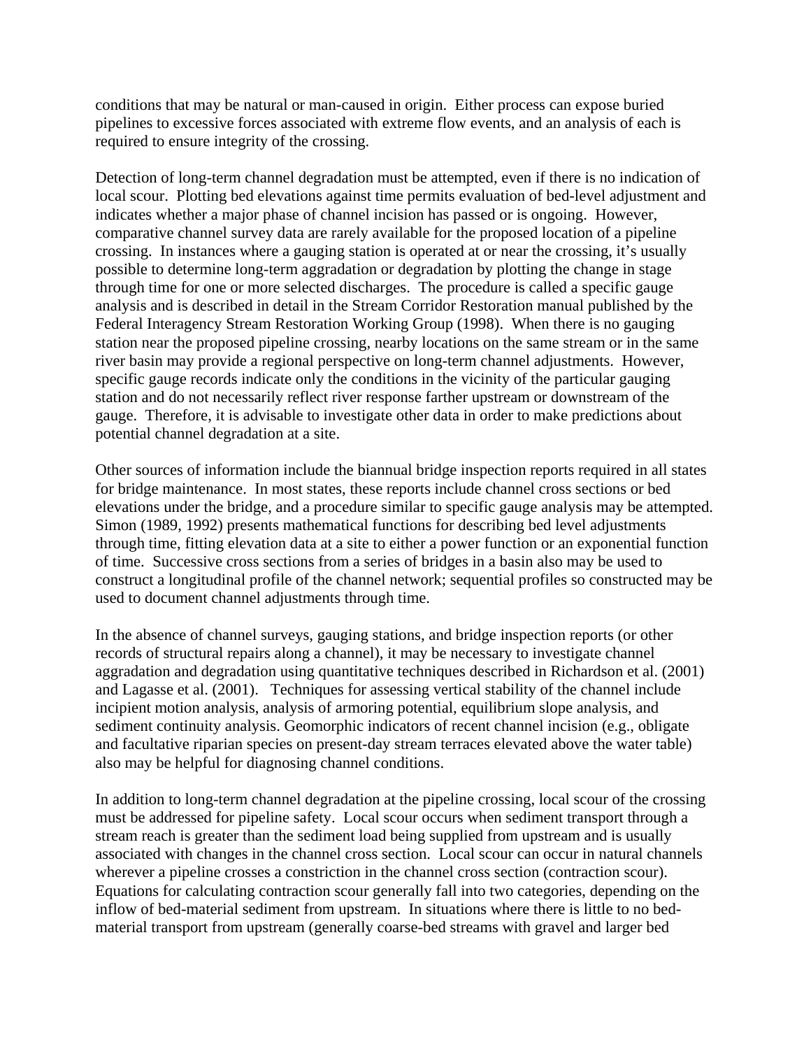conditions that may be natural or man-caused in origin. Either process can expose buried pipelines to excessive forces associated with extreme flow events, and an analysis of each is required to ensure integrity of the crossing.

Detection of long-term channel degradation must be attempted, even if there is no indication of local scour. Plotting bed elevations against time permits evaluation of bed-level adjustment and indicates whether a major phase of channel incision has passed or is ongoing. However, comparative channel survey data are rarely available for the proposed location of a pipeline crossing. In instances where a gauging station is operated at or near the crossing, it's usually possible to determine long-term aggradation or degradation by plotting the change in stage through time for one or more selected discharges. The procedure is called a specific gauge analysis and is described in detail in the Stream Corridor Restoration manual published by the Federal Interagency Stream Restoration Working Group (1998). When there is no gauging station near the proposed pipeline crossing, nearby locations on the same stream or in the same river basin may provide a regional perspective on long-term channel adjustments. However, specific gauge records indicate only the conditions in the vicinity of the particular gauging station and do not necessarily reflect river response farther upstream or downstream of the gauge. Therefore, it is advisable to investigate other data in order to make predictions about potential channel degradation at a site.

Other sources of information include the biannual bridge inspection reports required in all states for bridge maintenance. In most states, these reports include channel cross sections or bed elevations under the bridge, and a procedure similar to specific gauge analysis may be attempted. Simon (1989, 1992) presents mathematical functions for describing bed level adjustments through time, fitting elevation data at a site to either a power function or an exponential function of time. Successive cross sections from a series of bridges in a basin also may be used to construct a longitudinal profile of the channel network; sequential profiles so constructed may be used to document channel adjustments through time.

In the absence of channel surveys, gauging stations, and bridge inspection reports (or other records of structural repairs along a channel), it may be necessary to investigate channel aggradation and degradation using quantitative techniques described in Richardson et al. (2001) and Lagasse et al. (2001). Techniques for assessing vertical stability of the channel include incipient motion analysis, analysis of armoring potential, equilibrium slope analysis, and sediment continuity analysis. Geomorphic indicators of recent channel incision (e.g., obligate and facultative riparian species on present-day stream terraces elevated above the water table) also may be helpful for diagnosing channel conditions.

In addition to long-term channel degradation at the pipeline crossing, local scour of the crossing must be addressed for pipeline safety. Local scour occurs when sediment transport through a stream reach is greater than the sediment load being supplied from upstream and is usually associated with changes in the channel cross section. Local scour can occur in natural channels wherever a pipeline crosses a constriction in the channel cross section (contraction scour). Equations for calculating contraction scour generally fall into two categories, depending on the inflow of bed-material sediment from upstream. In situations where there is little to no bed-material transport from upstream (generally coarse-bed streams with gravel and larger bed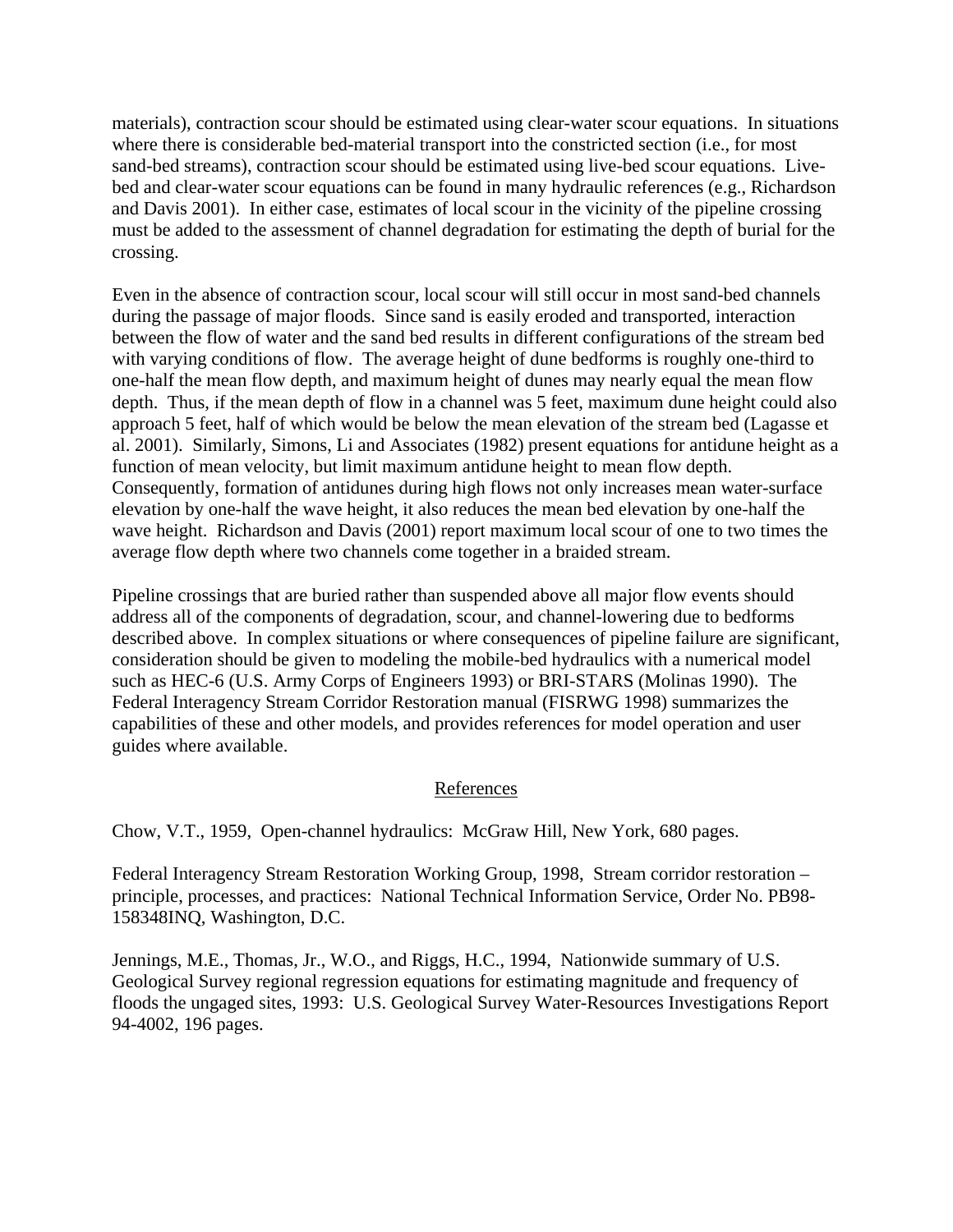materials), contraction scour should be estimated using clear-water scour equations. In situations where there is considerable bed-material transport into the constricted section (i.e., for most sand-bed streams), contraction scour should be estimated using live-bed scour equations. Live-bed and clear-water scour equations can be found in many hydraulic references (e.g., Richardson and Davis 2001). In either case, estimates of local scour in the vicinity of the pipeline crossing must be added to the assessment of channel degradation for estimating the depth of burial for the crossing.

Even in the absence of contraction scour, local scour will still occur in most sand-bed channels during the passage of major floods. Since sand is easily eroded and transported, interaction between the flow of water and the sand bed results in different configurations of the stream bed with varying conditions of flow. The average height of dune bedforms is roughly one-third to one-half the mean flow depth, and maximum height of dunes may nearly equal the mean flow depth. Thus, if the mean depth of flow in a channel was 5 feet, maximum dune height could also approach 5 feet, half of which would be below the mean elevation of the stream bed (Lagasse et al. 2001). Similarly, Simons, Li and Associates (1982) present equations for antidune height as a function of mean velocity, but limit maximum antidune height to mean flow depth. Consequently, formation of antidunes during high flows not only increases mean water-surface elevation by one-half the wave height, it also reduces the mean bed elevation by one-half the wave height. Richardson and Davis (2001) report maximum local scour of one to two times the average flow depth where two channels come together in a braided stream.

Pipeline crossings that are buried rather than suspended above all major flow events should address all of the components of degradation, scour, and channel-lowering due to bedforms described above. In complex situations or where consequences of pipeline failure are significant, consideration should be given to modeling the mobile-bed hydraulics with a numerical model such as HEC-6 (U.S. Army Corps of Engineers 1993) or BRI-STARS (Molinas 1990). The Federal Interagency Stream Corridor Restoration manual (FISRWG 1998) summarizes the capabilities of these and other models, and provides references for model operation and user guides where available.

## References

Chow, V.T., 1959, Open-channel hydraulics: McGraw Hill, New York, 680 pages.

Federal Interagency Stream Restoration Working Group, 1998, Stream corridor restoration – principle, processes, and practices: National Technical Information Service, Order No. PB98-158348INQ, Washington, D.C.

Jennings, M.E., Thomas, Jr., W.O., and Riggs, H.C., 1994, Nationwide summary of U.S. Geological Survey regional regression equations for estimating magnitude and frequency of floods the ungaged sites, 1993: U.S. Geological Survey Water-Resources Investigations Report 94-4002, 196 pages.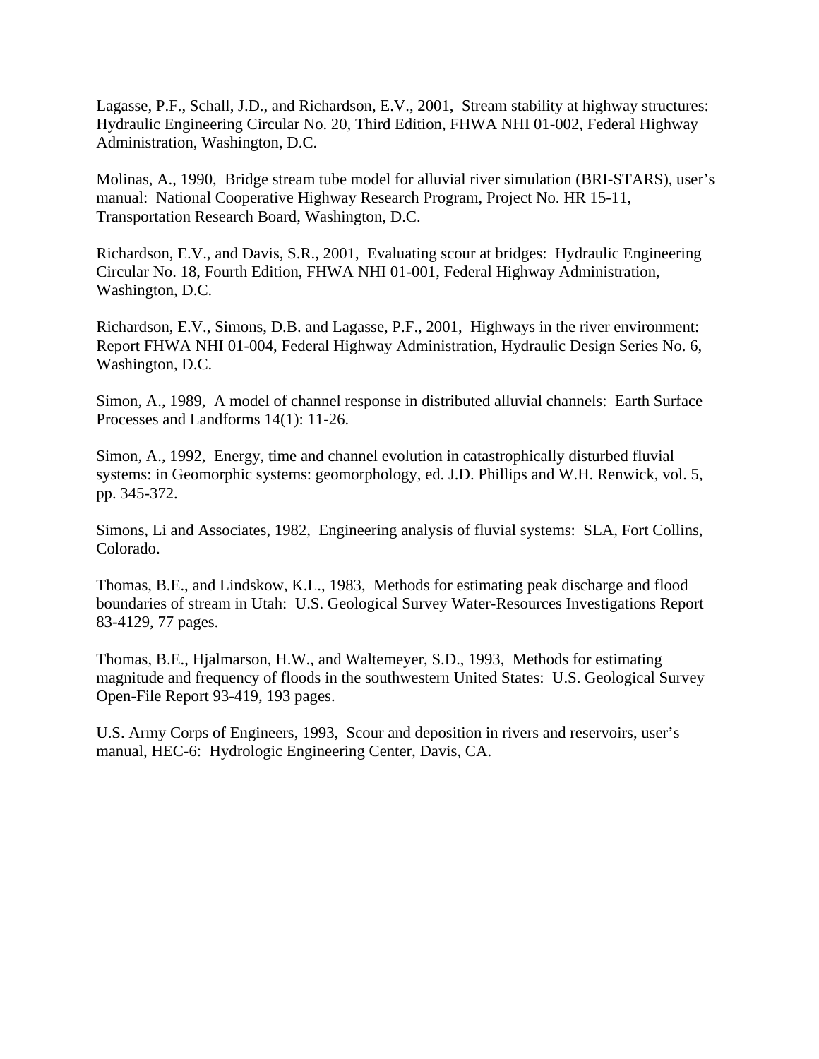Lagasse, P.F., Schall, J.D., and Richardson, E.V., 2001, Stream stability at highway structures: Hydraulic Engineering Circular No. 20, Third Edition, FHWA NHI 01-002, Federal Highway Administration, Washington, D.C.

Molinas, A., 1990, Bridge stream tube model for alluvial river simulation (BRI-STARS), user's manual: National Cooperative Highway Research Program, Project No. HR 15-11, Transportation Research Board, Washington, D.C.

Richardson, E.V., and Davis, S.R., 2001, Evaluating scour at bridges: Hydraulic Engineering Circular No. 18, Fourth Edition, FHWA NHI 01-001, Federal Highway Administration, Washington, D.C.

Richardson, E.V., Simons, D.B. and Lagasse, P.F., 2001, Highways in the river environment: Report FHWA NHI 01-004, Federal Highway Administration, Hydraulic Design Series No. 6, Washington, D.C.

Simon, A., 1989, A model of channel response in distributed alluvial channels: Earth Surface Processes and Landforms 14(1): 11-26.

Simon, A., 1992, Energy, time and channel evolution in catastrophically disturbed fluvial systems: in Geomorphic systems: geomorphology, ed. J.D. Phillips and W.H. Renwick, vol. 5, pp. 345-372.

Simons, Li and Associates, 1982, Engineering analysis of fluvial systems: SLA, Fort Collins, Colorado.

Thomas, B.E., and Lindskow, K.L., 1983, Methods for estimating peak discharge and flood boundaries of stream in Utah: U.S. Geological Survey Water-Resources Investigations Report 83-4129, 77 pages.

Thomas, B.E., Hjalmarson, H.W., and Waltemeyer, S.D., 1993, Methods for estimating magnitude and frequency of floods in the southwestern United States: U.S. Geological Survey Open-File Report 93-419, 193 pages.

U.S. Army Corps of Engineers, 1993, Scour and deposition in rivers and reservoirs, user's manual, HEC-6: Hydrologic Engineering Center, Davis, CA.